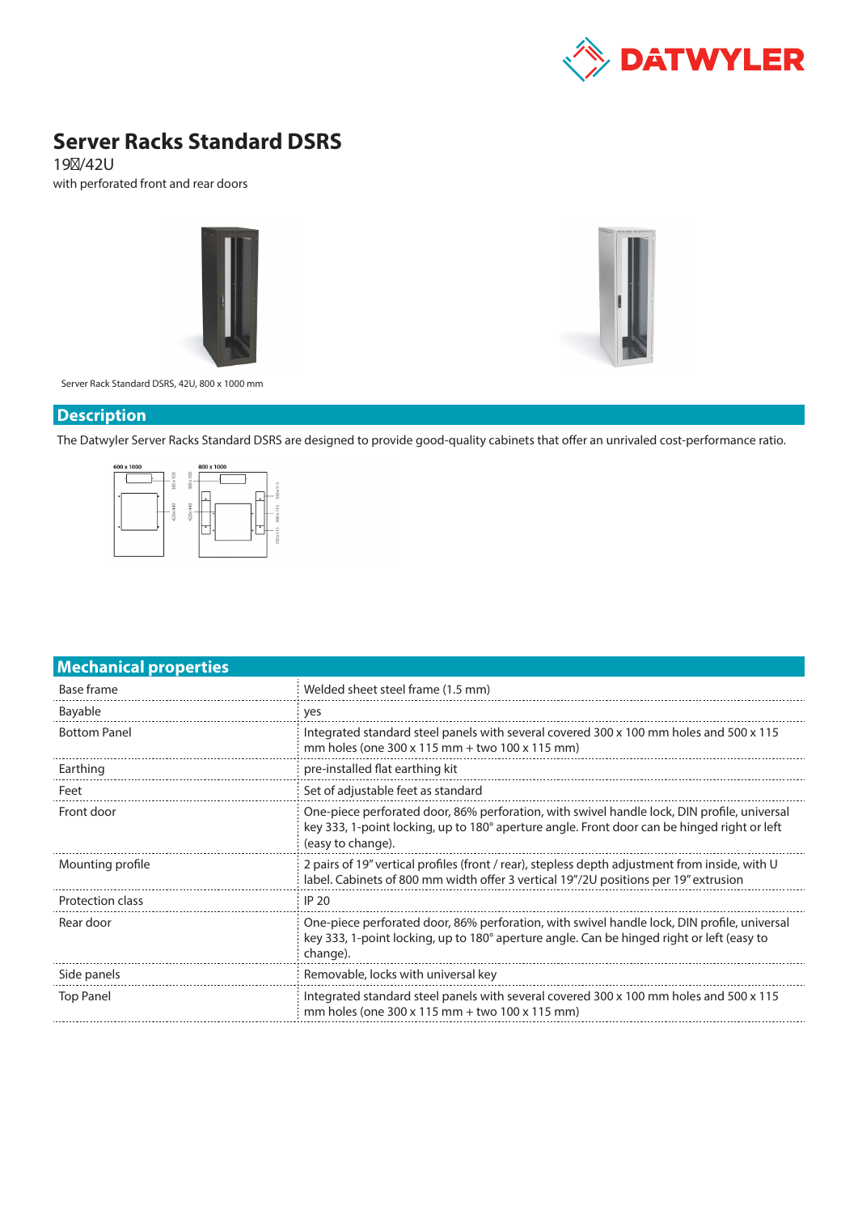# Server Racks Standard DSRS

19/42U

with perforated front and rear doors

Server Rack Standard DSRS, 42U, 800 x 1000 mm

## Description

The Datwyler Server Racks Standard DSRS are designed to provide good-quality cabinets that offer an unrivaled cost-performance ratio.

## Mechanical properties

| | |
|---|---|
| Base frame | Welded sheet steel frame (1.5 mm) |
| Bayable | yes |
| Bottom Panel | Integrated standard steel panels with several covered 300 x 100 mm holes and 500 x 115 mm holes (one 300 x 115 mm + two 100 x 115 mm) |
| Earthing | pre-installed flat earthing kit |
| Feet | Set of adjustable feet as standard |
| Front door | One-piece perforated door, 86% perforation, with swivel handle lock, DIN profile, universal key 333, 1-point locking, up to 180° aperture angle. Front door can be hinged right or left (easy to change). |
| Mounting profile | 2 pairs of 19" vertical profiles (front / rear), stepless depth adjustment from inside, with U label. Cabinets of 800 mm width offer 3 vertical 19"/2U positions per 19" extrusion |
| Protection class | IP 20 |
| Rear door | One-piece perforated door, 86% perforation, with swivel handle lock, DIN profile, universal key 333, 1-point locking, up to 180° aperture angle. Can be hinged right or left (easy to change). |
| Side panels | Removable, locks with universal key |
| Top Panel | Integrated standard steel panels with several covered 300 x 100 mm holes and 500 x 115 mm holes (one 300 x 115 mm + two 100 x 115 mm) |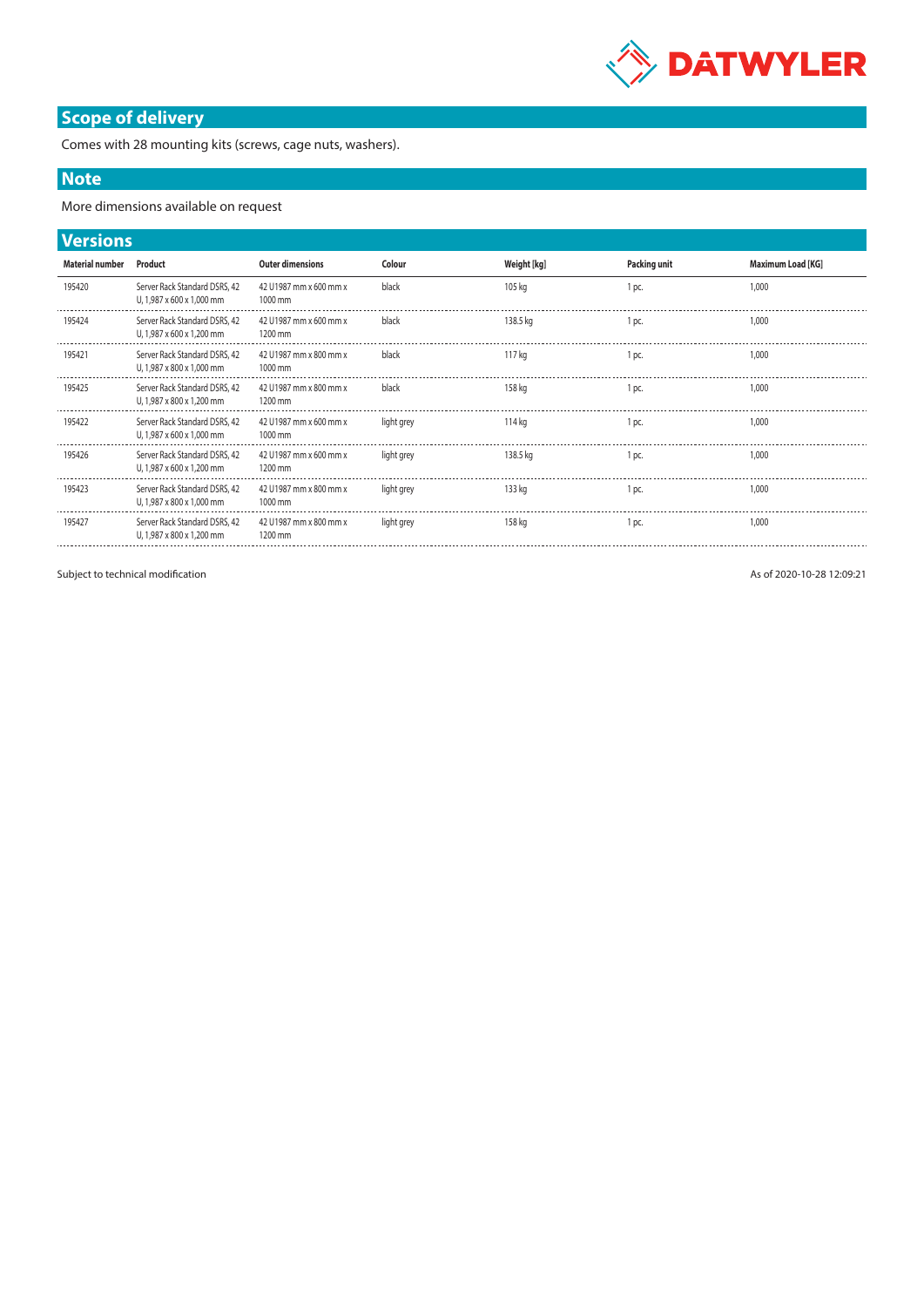## Scope of delivery

Comes with 28 mounting kits (screws, cage nuts, washers).

## Note

More dimensions available on request

## Versions

| Material number | Product | Outer dimensions | Colour | Weight [kg] | Packing unit | Maximum Load [KG] |
|---|---|---|---|---|---|---|
| 195420 | Server Rack Standard DSRS, 42 U, 1,987 x 600 x 1,000 mm | 42 U1987 mm x 600 mm x 1000 mm | black | 105 kg | 1 pc. | 1,000 |
| 195424 | Server Rack Standard DSRS, 42 U, 1,987 x 600 x 1,200 mm | 42 U1987 mm x 600 mm x 1200 mm | black | 138.5 kg | 1 pc. | 1,000 |
| 195421 | Server Rack Standard DSRS, 42 U, 1,987 x 800 x 1,000 mm | 42 U1987 mm x 800 mm x 1000 mm | black | 117 kg | 1 pc. | 1,000 |
| 195425 | Server Rack Standard DSRS, 42 U, 1,987 x 800 x 1,200 mm | 42 U1987 mm x 800 mm x 1200 mm | black | 158 kg | 1 pc. | 1,000 |
| 195422 | Server Rack Standard DSRS, 42 U, 1,987 x 600 x 1,000 mm | 42 U1987 mm x 600 mm x 1000 mm | light grey | 114 kg | 1 pc. | 1,000 |
| 195426 | Server Rack Standard DSRS, 42 U, 1,987 x 600 x 1,200 mm | 42 U1987 mm x 600 mm x 1200 mm | light grey | 138.5 kg | 1 pc. | 1,000 |
| 195423 | Server Rack Standard DSRS, 42 U, 1,987 x 800 x 1,000 mm | 42 U1987 mm x 800 mm x 1000 mm | light grey | 133 kg | 1 pc. | 1,000 |
| 195427 | Server Rack Standard DSRS, 42 U, 1,987 x 800 x 1,200 mm | 42 U1987 mm x 800 mm x 1200 mm | light grey | 158 kg | 1 pc. | 1,000 |

Subject to technical modification

As of 2020-10-28 12:09:21